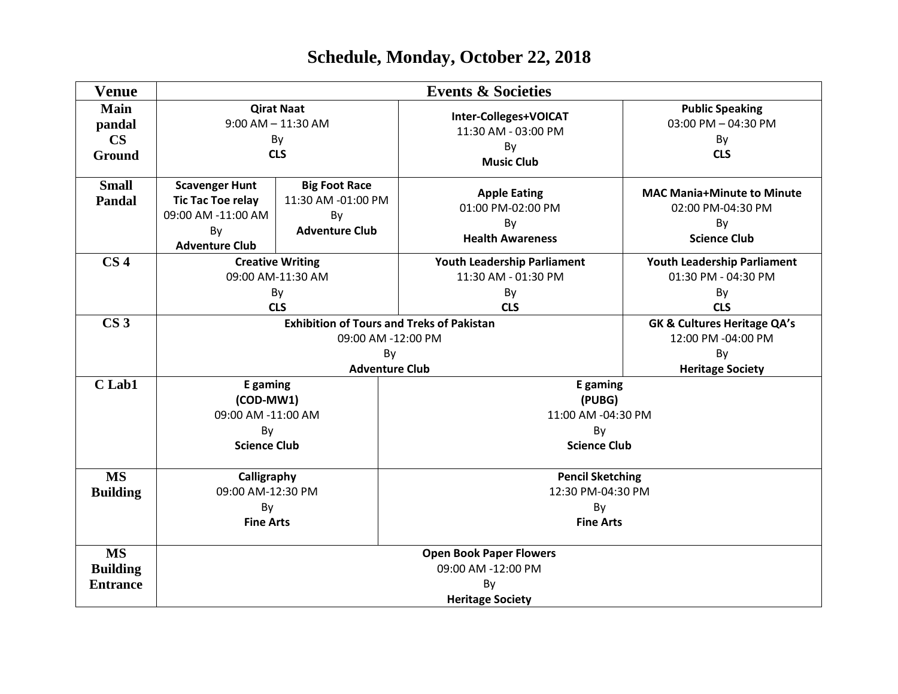# Schedule, Monday, October 22, 2018

| Venue | Events & Societies | | | |
|---|---|---|---|---|
| Main pandal CS Ground | **Qirat Naat** 9:00 AM – 11:30 AM By **CLS** | | **Inter-Colleges+VOICAT** 11:30 AM - 03:00 PM By **Music Club** | **Public Speaking** 03:00 PM – 04:30 PM By **CLS** |
| Small Pandal | **Scavenger Hunt Tic Tac Toe relay** 09:00 AM -11:00 AM By **Adventure Club** | **Big Foot Race** 11:30 AM -01:00 PM By **Adventure Club** | **Apple Eating** 01:00 PM-02:00 PM By **Health Awareness** | **MAC Mania+Minute to Minute** 02:00 PM-04:30 PM By **Science Club** |
| CS 4 | **Creative Writing** 09:00 AM-11:30 AM By **CLS** | | **Youth Leadership Parliament** 11:30 AM - 01:30 PM By **CLS** | **Youth Leadership Parliament** 01:30 PM - 04:30 PM By **CLS** |
| CS 3 | **Exhibition of Tours and Treks of Pakistan** 09:00 AM -12:00 PM By **Adventure Club** | | | **GK & Cultures Heritage QA's** 12:00 PM -04:00 PM By **Heritage Society** |
| C Lab1 | **E gaming (COD-MW1)** 09:00 AM -11:00 AM By **Science Club** | | **E gaming (PUBG)** 11:00 AM -04:30 PM By **Science Club** | |
| MS Building | **Calligraphy** 09:00 AM-12:30 PM By **Fine Arts** | | **Pencil Sketching** 12:30 PM-04:30 PM By **Fine Arts** | |
| MS Building Entrance | **Open Book Paper Flowers** 09:00 AM -12:00 PM By **Heritage Society** | | | |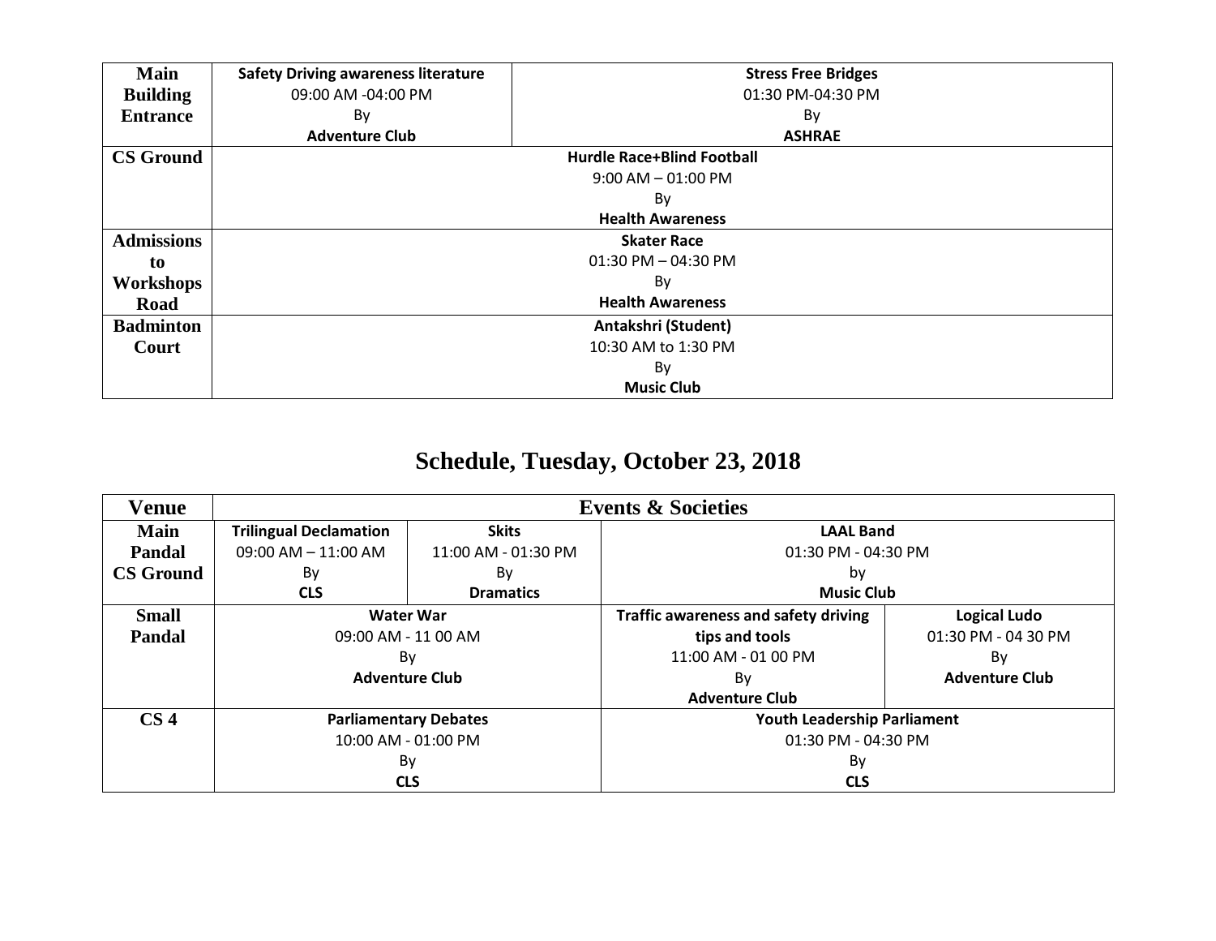| Main Building Entrance | **Safety Driving awareness literature**<br>09:00 AM -04:00 PM<br>By<br>**Adventure Club** | **Stress Free Bridges**<br>01:30 PM-04:30 PM<br>By<br>**ASHRAE** |
|---|---|---|
| **CS Ground** | **Hurdle Race+Blind Football**<br>9:00 AM – 01:00 PM<br>By<br>**Health Awareness** | |
| **Admissions to Workshops Road** | **Skater Race**<br>01:30 PM – 04:30 PM<br>By<br>**Health Awareness** | |
| **Badminton Court** | **Antakshri (Student)**<br>10:30 AM to 1:30 PM<br>By<br>**Music Club** | |

## Schedule, Tuesday, October 23, 2018

| Venue | Events & Societies | | | |
|---|---|---|---|---|
| **Main Pandal CS Ground** | **Trilingual Declamation**<br>09:00 AM – 11:00 AM<br>By<br>**CLS** | **Skits**<br>11:00 AM - 01:30 PM<br>By<br>**Dramatics** | **LAAL Band**<br>01:30 PM - 04:30 PM<br>by<br>**Music Club** | |
| **Small Pandal** | **Water War**<br>09:00 AM - 11 00 AM<br>By<br>**Adventure Club** | | **Traffic awareness and safety driving tips and tools**<br>11:00 AM - 01 00 PM<br>By<br>**Adventure Club** | **Logical Ludo**<br>01:30 PM - 04 30 PM<br>By<br>**Adventure Club** |
| **CS 4** | **Parliamentary Debates**<br>10:00 AM - 01:00 PM<br>By<br>**CLS** | | **Youth Leadership Parliament**<br>01:30 PM - 04:30 PM<br>By<br>**CLS** | |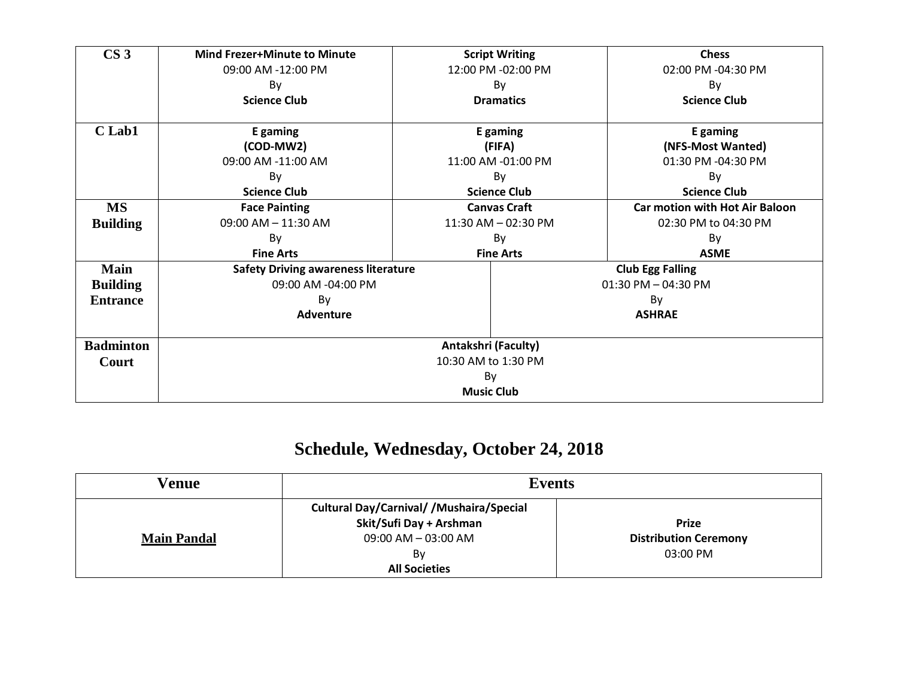| | | | |
|---|---|---|---|
| **CS 3** | **Mind Frezer+Minute to Minute**<br>09:00 AM -12:00 PM<br>By<br>**Science Club** | **Script Writing**<br>12:00 PM -02:00 PM<br>By<br>**Dramatics** | **Chess**<br>02:00 PM -04:30 PM<br>By<br>**Science Club** |
| **C Lab1** | **E gaming**<br>**(COD-MW2)**<br>09:00 AM -11:00 AM<br>By<br>**Science Club** | **E gaming**<br>**(FIFA)**<br>11:00 AM -01:00 PM<br>By<br>**Science Club** | **E gaming**<br>**(NFS-Most Wanted)**<br>01:30 PM -04:30 PM<br>By<br>**Science Club** |
| **MS Building** | **Face Painting**<br>09:00 AM – 11:30 AM<br>By<br>**Fine Arts** | **Canvas Craft**<br>11:30 AM – 02:30 PM<br>By<br>**Fine Arts** | **Car motion with Hot Air Baloon**<br>02:30 PM to 04:30 PM<br>By<br>**ASME** |
| **Main Building Entrance** | **Safety Driving awareness literature**<br>09:00 AM -04:00 PM<br>By<br>**Adventure** | | **Club Egg Falling**<br>01:30 PM – 04:30 PM<br>By<br>**ASHRAE** |
| **Badminton Court** | **Antakshri (Faculty)**<br>10:30 AM to 1:30 PM<br>By<br>**Music Club** | | |

# Schedule, Wednesday, October 24, 2018

| Venue | Events | |
|---|---|---|
| **Main Pandal** | **Cultural Day/Carnival/ /Mushaira/Special Skit/Sufi Day + Arshman**<br>09:00 AM – 03:00 AM<br>By<br>**All Societies** | **Prize Distribution Ceremony**<br>03:00 PM |